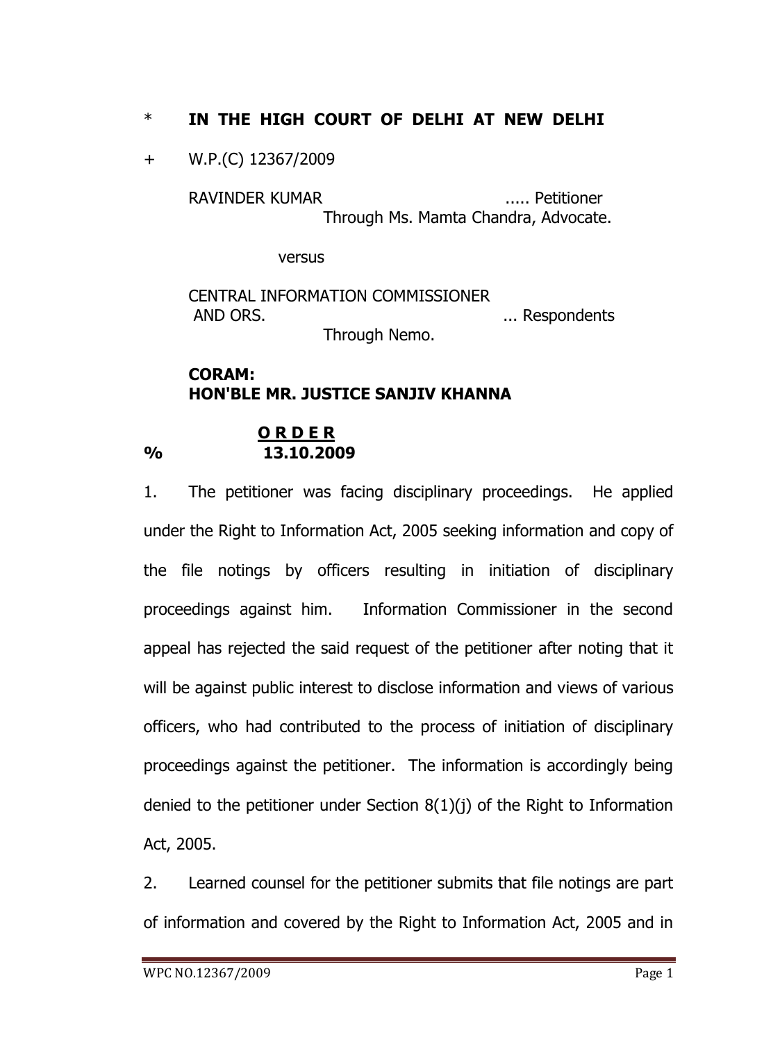\* **IN THE HIGH COURT OF DELHI AT NEW DELHI**

\+ W.P.(C) 12367/2009

RAVINDER KUMAR ..... Petitioner
Through Ms. Mamta Chandra, Advocate.

versus

CENTRAL INFORMATION COMMISSIONER AND ORS. ... Respondents
Through Nemo.

**CORAM:**
**HON'BLE MR. JUSTICE SANJIV KHANNA**

**O R D E R**

% **13.10.2009**

1. The petitioner was facing disciplinary proceedings. He applied under the Right to Information Act, 2005 seeking information and copy of the file notings by officers resulting in initiation of disciplinary proceedings against him. Information Commissioner in the second appeal has rejected the said request of the petitioner after noting that it will be against public interest to disclose information and views of various officers, who had contributed to the process of initiation of disciplinary proceedings against the petitioner. The information is accordingly being denied to the petitioner under Section 8(1)(j) of the Right to Information Act, 2005.

2. Learned counsel for the petitioner submits that file notings are part of information and covered by the Right to Information Act, 2005 and in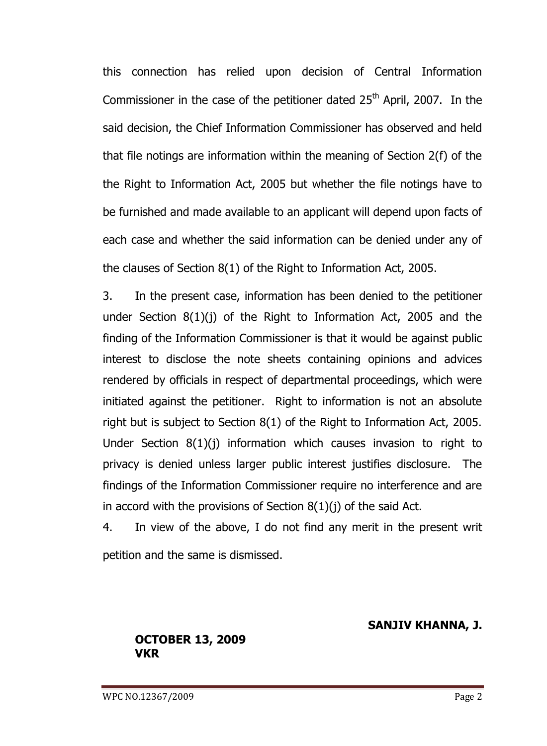this connection has relied upon decision of Central Information Commissioner in the case of the petitioner dated 25th April, 2007. In the said decision, the Chief Information Commissioner has observed and held that file notings are information within the meaning of Section 2(f) of the the Right to Information Act, 2005 but whether the file notings have to be furnished and made available to an applicant will depend upon facts of each case and whether the said information can be denied under any of the clauses of Section 8(1) of the Right to Information Act, 2005.

3. In the present case, information has been denied to the petitioner under Section 8(1)(j) of the Right to Information Act, 2005 and the finding of the Information Commissioner is that it would be against public interest to disclose the note sheets containing opinions and advices rendered by officials in respect of departmental proceedings, which were initiated against the petitioner. Right to information is not an absolute right but is subject to Section 8(1) of the Right to Information Act, 2005. Under Section 8(1)(j) information which causes invasion to right to privacy is denied unless larger public interest justifies disclosure. The findings of the Information Commissioner require no interference and are in accord with the provisions of Section 8(1)(j) of the said Act.

4. In view of the above, I do not find any merit in the present writ petition and the same is dismissed.

**SANJIV KHANNA, J.**

**OCTOBER 13, 2009**
**VKR**